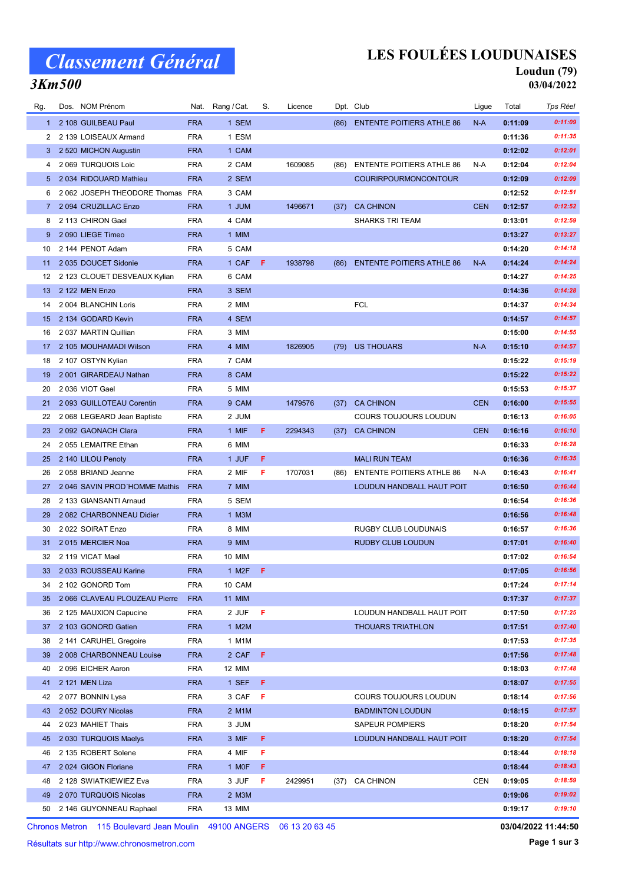# Classement Général

## 3Km500

# LES FOULÉES LOUDUNAISES

**Loudun (79)**

**03/04/2022**

| Rg. | Dos. | NOM Prénom | Nat. | Rang / Cat. | S. | Licence | Dpt. | Club | Ligue | Total | Tps Réel |
|---|---|---|---|---|---|---|---|---|---|---|---|
| 1 | 2 108 | GUILBEAU Paul | FRA | 1 SEM | | | (86) | ENTENTE POITIERS ATHLE 86 | N-A | 0:11:09 | 0:11:09 |
| 2 | 2 139 | LOISEAUX Armand | FRA | 1 ESM | | | | | | 0:11:36 | 0:11:35 |
| 3 | 2 520 | MICHON Augustin | FRA | 1 CAM | | | | | | 0:12:02 | 0:12:01 |
| 4 | 2 069 | TURQUOIS Loic | FRA | 2 CAM | | 1609085 | (86) | ENTENTE POITIERS ATHLE 86 | N-A | 0:12:04 | 0:12:04 |
| 5 | 2 034 | RIDOUARD Mathieu | FRA | 2 SEM | | | | COURIRPOURMONCONTOUR | | 0:12:09 | 0:12:09 |
| 6 | 2 062 | JOSEPH THEODORE Thomas | FRA | 3 CAM | | | | | | 0:12:52 | 0:12:51 |
| 7 | 2 094 | CRUZILLAC Enzo | FRA | 1 JUM | | 1496671 | (37) | CA CHINON | CEN | 0:12:57 | 0:12:52 |
| 8 | 2 113 | CHIRON Gael | FRA | 4 CAM | | | | SHARKS TRI TEAM | | 0:13:01 | 0:12:59 |
| 9 | 2 090 | LIEGE Timeo | FRA | 1 MIM | | | | | | 0:13:27 | 0:13:27 |
| 10 | 2 144 | PENOT Adam | FRA | 5 CAM | | | | | | 0:14:20 | 0:14:18 |
| 11 | 2 035 | DOUCET Sidonie | FRA | 1 CAF | F | 1938798 | (86) | ENTENTE POITIERS ATHLE 86 | N-A | 0:14:24 | 0:14:24 |
| 12 | 2 123 | CLOUET DESVEAUX Kylian | FRA | 6 CAM | | | | | | 0:14:27 | 0:14:25 |
| 13 | 2 122 | MEN Enzo | FRA | 3 SEM | | | | | | 0:14:36 | 0:14:28 |
| 14 | 2 004 | BLANCHIN Loris | FRA | 2 MIM | | | | FCL | | 0:14:37 | 0:14:34 |
| 15 | 2 134 | GODARD Kevin | FRA | 4 SEM | | | | | | 0:14:57 | 0:14:57 |
| 16 | 2 037 | MARTIN Quillian | FRA | 3 MIM | | | | | | 0:15:00 | 0:14:55 |
| 17 | 2 105 | MOUHAMADI Wilson | FRA | 4 MIM | | 1826905 | (79) | US THOUARS | N-A | 0:15:10 | 0:14:57 |
| 18 | 2 107 | OSTYN Kylian | FRA | 7 CAM | | | | | | 0:15:22 | 0:15:19 |
| 19 | 2 001 | GIRARDEAU Nathan | FRA | 8 CAM | | | | | | 0:15:22 | 0:15:22 |
| 20 | 2 036 | VIOT Gael | FRA | 5 MIM | | | | | | 0:15:53 | 0:15:37 |
| 21 | 2 093 | GUILLOTEAU Corentin | FRA | 9 CAM | | 1479576 | (37) | CA CHINON | CEN | 0:16:00 | 0:15:55 |
| 22 | 2 068 | LEGEARD Jean Baptiste | FRA | 2 JUM | | | | COURS TOUJOURS LOUDUN | | 0:16:13 | 0:16:05 |
| 23 | 2 092 | GAONACH Clara | FRA | 1 MIF | F | 2294343 | (37) | CA CHINON | CEN | 0:16:16 | 0:16:10 |
| 24 | 2 055 | LEMAITRE Ethan | FRA | 6 MIM | | | | | | 0:16:33 | 0:16:28 |
| 25 | 2 140 | LILOU Penoty | FRA | 1 JUF | F | | | MALI RUN TEAM | | 0:16:36 | 0:16:35 |
| 26 | 2 058 | BRIAND Jeanne | FRA | 2 MIF | F | 1707031 | (86) | ENTENTE POITIERS ATHLE 86 | N-A | 0:16:43 | 0:16:41 |
| 27 | 2 046 | SAVIN PROD'HOMME Mathis | FRA | 7 MIM | | | | LOUDUN HANDBALL HAUT POIT | | 0:16:50 | 0:16:44 |
| 28 | 2 133 | GIANSANTI Arnaud | FRA | 5 SEM | | | | | | 0:16:54 | 0:16:36 |
| 29 | 2 082 | CHARBONNEAU Didier | FRA | 1 M3M | | | | | | 0:16:56 | 0:16:48 |
| 30 | 2 022 | SOIRAT Enzo | FRA | 8 MIM | | | | RUGBY CLUB LOUDUNAIS | | 0:16:57 | 0:16:36 |
| 31 | 2 015 | MERCIER Noa | FRA | 9 MIM | | | | RUDBY CLUB LOUDUN | | 0:17:01 | 0:16:40 |
| 32 | 2 119 | VICAT Mael | FRA | 10 MIM | | | | | | 0:17:02 | 0:16:54 |
| 33 | 2 033 | ROUSSEAU Karine | FRA | 1 M2F | F | | | | | 0:17:05 | 0:16:56 |
| 34 | 2 102 | GONORD Tom | FRA | 10 CAM | | | | | | 0:17:24 | 0:17:14 |
| 35 | 2 066 | CLAVEAU PLOUZEAU Pierre | FRA | 11 MIM | | | | | | 0:17:37 | 0:17:37 |
| 36 | 2 125 | MAUXION Capucine | FRA | 2 JUF | F | | | LOUDUN HANDBALL HAUT POIT | | 0:17:50 | 0:17:25 |
| 37 | 2 103 | GONORD Gatien | FRA | 1 M2M | | | | THOUARS TRIATHLON | | 0:17:51 | 0:17:40 |
| 38 | 2 141 | CARUHEL Gregoire | FRA | 1 M1M | | | | | | 0:17:53 | 0:17:35 |
| 39 | 2 008 | CHARBONNEAU Louise | FRA | 2 CAF | F | | | | | 0:17:56 | 0:17:48 |
| 40 | 2 096 | EICHER Aaron | FRA | 12 MIM | | | | | | 0:18:03 | 0:17:48 |
| 41 | 2 121 | MEN Liza | FRA | 1 SEF | F | | | | | 0:18:07 | 0:17:55 |
| 42 | 2 077 | BONNIN Lysa | FRA | 3 CAF | F | | | COURS TOUJOURS LOUDUN | | 0:18:14 | 0:17:56 |
| 43 | 2 052 | DOURY Nicolas | FRA | 2 M1M | | | | BADMINTON LOUDUN | | 0:18:15 | 0:17:57 |
| 44 | 2 023 | MAHIET Thais | FRA | 3 JUM | | | | SAPEUR POMPIERS | | 0:18:20 | 0:17:54 |
| 45 | 2 030 | TURQUOIS Maelys | FRA | 3 MIF | F | | | LOUDUN HANDBALL HAUT POIT | | 0:18:20 | 0:17:54 |
| 46 | 2 135 | ROBERT Solene | FRA | 4 MIF | F | | | | | 0:18:44 | 0:18:18 |
| 47 | 2 024 | GIGON Floriane | FRA | 1 M0F | F | | | | | 0:18:44 | 0:18:43 |
| 48 | 2 128 | SWIATKIEWIEZ Eva | FRA | 3 JUF | F | 2429951 | (37) | CA CHINON | CEN | 0:19:05 | 0:18:59 |
| 49 | 2 070 | TURQUOIS Nicolas | FRA | 2 M3M | | | | | | 0:19:06 | 0:19:02 |
| 50 | 2 146 | GUYONNEAU Raphael | FRA | 13 MIM | | | | | | 0:19:17 | 0:19:10 |

Chronos Metron 115 Boulevard Jean Moulin 49100 ANGERS 06 13 20 63 45

Résultats sur http://www.chronosmetron.com

03/04/2022 11:44:50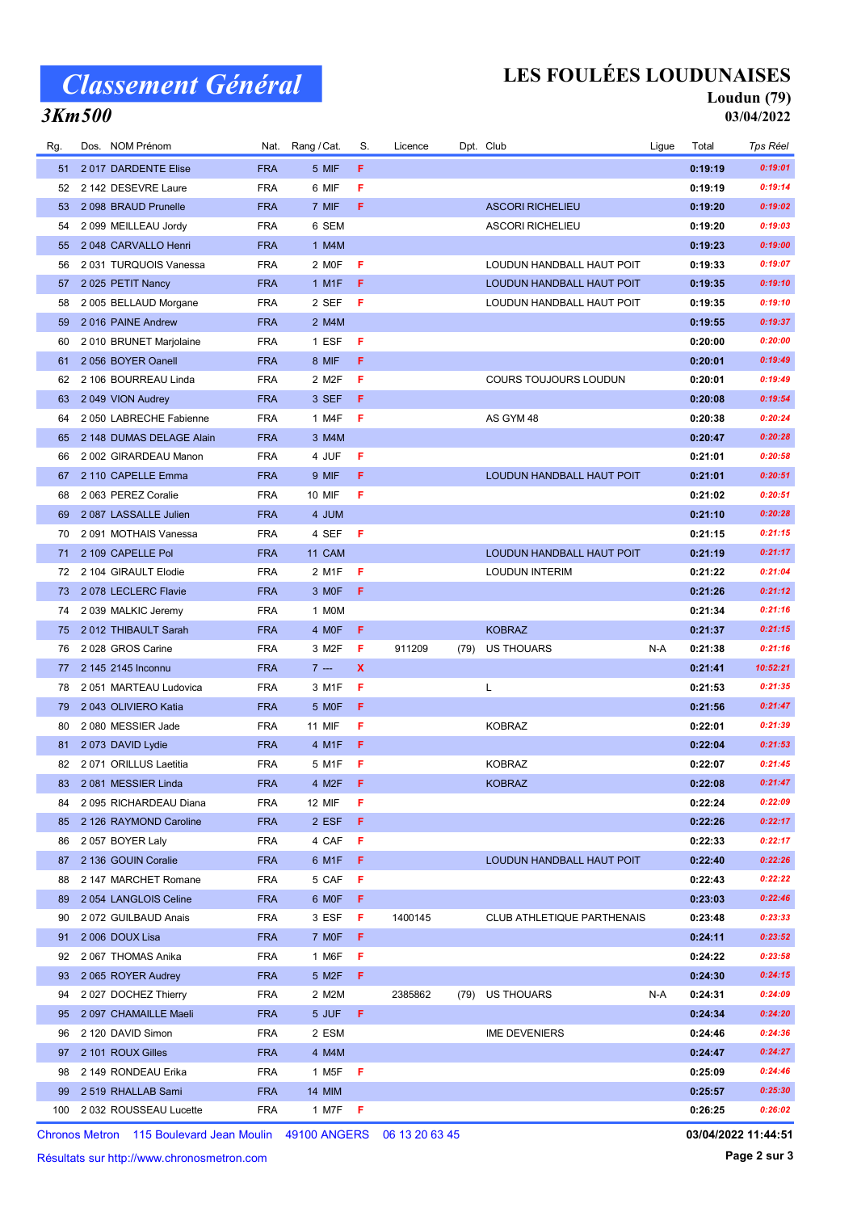# Classement Général

## 3Km500

## LES FOULÉES LOUDUNAISES

**Loudun (79)**

**03/04/2022**

| Rg. | Dos. | NOM Prénom | Nat. | Rang / Cat. | S. | Licence | Dpt. | Club | Ligue | Total | Tps Réel |
|---|---|---|---|---|---|---|---|---|---|---|---|
| 51 | 2 017 | DARDENTE Elise | FRA | 5 MIF | F | | | | | 0:19:19 | 0:19:01 |
| 52 | 2 142 | DESEVRE Laure | FRA | 6 MIF | F | | | | | 0:19:19 | 0:19:14 |
| 53 | 2 098 | BRAUD Prunelle | FRA | 7 MIF | F | | | ASCORI RICHELIEU | | 0:19:20 | 0:19:02 |
| 54 | 2 099 | MEILLEAU Jordy | FRA | 6 SEM | | | | ASCORI RICHELIEU | | 0:19:20 | 0:19:03 |
| 55 | 2 048 | CARVALLO Henri | FRA | 1 M4M | | | | | | 0:19:23 | 0:19:00 |
| 56 | 2 031 | TURQUOIS Vanessa | FRA | 2 M0F | F | | | LOUDUN HANDBALL HAUT POIT | | 0:19:33 | 0:19:07 |
| 57 | 2 025 | PETIT Nancy | FRA | 1 M1F | F | | | LOUDUN HANDBALL HAUT POIT | | 0:19:35 | 0:19:10 |
| 58 | 2 005 | BELLAUD Morgane | FRA | 2 SEF | F | | | LOUDUN HANDBALL HAUT POIT | | 0:19:35 | 0:19:10 |
| 59 | 2 016 | PAINE Andrew | FRA | 2 M4M | | | | | | 0:19:55 | 0:19:37 |
| 60 | 2 010 | BRUNET Marjolaine | FRA | 1 ESF | F | | | | | 0:20:00 | 0:20:00 |
| 61 | 2 056 | BOYER Oanell | FRA | 8 MIF | F | | | | | 0:20:01 | 0:19:49 |
| 62 | 2 106 | BOURREAU Linda | FRA | 2 M2F | F | | | COURS TOUJOURS LOUDUN | | 0:20:01 | 0:19:49 |
| 63 | 2 049 | VION Audrey | FRA | 3 SEF | F | | | | | 0:20:08 | 0:19:54 |
| 64 | 2 050 | LABRECHE Fabienne | FRA | 1 M4F | F | | | AS GYM 48 | | 0:20:38 | 0:20:24 |
| 65 | 2 148 | DUMAS DELAGE Alain | FRA | 3 M4M | | | | | | 0:20:47 | 0:20:28 |
| 66 | 2 002 | GIRARDEAU Manon | FRA | 4 JUF | F | | | | | 0:21:01 | 0:20:58 |
| 67 | 2 110 | CAPELLE Emma | FRA | 9 MIF | F | | | LOUDUN HANDBALL HAUT POIT | | 0:21:01 | 0:20:51 |
| 68 | 2 063 | PEREZ Coralie | FRA | 10 MIF | F | | | | | 0:21:02 | 0:20:51 |
| 69 | 2 087 | LASSALLE Julien | FRA | 4 JUM | | | | | | 0:21:10 | 0:20:28 |
| 70 | 2 091 | MOTHAIS Vanessa | FRA | 4 SEF | F | | | | | 0:21:15 | 0:21:15 |
| 71 | 2 109 | CAPELLE Pol | FRA | 11 CAM | | | | LOUDUN HANDBALL HAUT POIT | | 0:21:19 | 0:21:17 |
| 72 | 2 104 | GIRAULT Elodie | FRA | 2 M1F | F | | | LOUDUN INTERIM | | 0:21:22 | 0:21:04 |
| 73 | 2 078 | LECLERC Flavie | FRA | 3 M0F | F | | | | | 0:21:26 | 0:21:12 |
| 74 | 2 039 | MALKIC Jeremy | FRA | 1 M0M | | | | | | 0:21:34 | 0:21:16 |
| 75 | 2 012 | THIBAULT Sarah | FRA | 4 M0F | F | | | KOBRAZ | | 0:21:37 | 0:21:15 |
| 76 | 2 028 | GROS Carine | FRA | 3 M2F | F | 911209 | (79) | US THOUARS | N-A | 0:21:38 | 0:21:16 |
| 77 | 2 145 | 2145 Inconnu | FRA | 7 --- | X | | | | | 0:21:41 | 10:52:21 |
| 78 | 2 051 | MARTEAU Ludovica | FRA | 3 M1F | F | | | L | | 0:21:53 | 0:21:35 |
| 79 | 2 043 | OLIVIERO Katia | FRA | 5 M0F | F | | | | | 0:21:56 | 0:21:47 |
| 80 | 2 080 | MESSIER Jade | FRA | 11 MIF | F | | | KOBRAZ | | 0:22:01 | 0:21:39 |
| 81 | 2 073 | DAVID Lydie | FRA | 4 M1F | F | | | | | 0:22:04 | 0:21:53 |
| 82 | 2 071 | ORILLUS Laetitia | FRA | 5 M1F | F | | | KOBRAZ | | 0:22:07 | 0:21:45 |
| 83 | 2 081 | MESSIER Linda | FRA | 4 M2F | F | | | KOBRAZ | | 0:22:08 | 0:21:47 |
| 84 | 2 095 | RICHARDEAU Diana | FRA | 12 MIF | F | | | | | 0:22:24 | 0:22:09 |
| 85 | 2 126 | RAYMOND Caroline | FRA | 2 ESF | F | | | | | 0:22:26 | 0:22:17 |
| 86 | 2 057 | BOYER Laly | FRA | 4 CAF | F | | | | | 0:22:33 | 0:22:17 |
| 87 | 2 136 | GOUIN Coralie | FRA | 6 M1F | F | | | LOUDUN HANDBALL HAUT POIT | | 0:22:40 | 0:22:26 |
| 88 | 2 147 | MARCHET Romane | FRA | 5 CAF | F | | | | | 0:22:43 | 0:22:22 |
| 89 | 2 054 | LANGLOIS Celine | FRA | 6 M0F | F | | | | | 0:23:03 | 0:22:46 |
| 90 | 2 072 | GUILBAUD Anais | FRA | 3 ESF | F | 1400145 | | CLUB ATHLETIQUE PARTHENAIS | | 0:23:48 | 0:23:33 |
| 91 | 2 006 | DOUX Lisa | FRA | 7 M0F | F | | | | | 0:24:11 | 0:23:52 |
| 92 | 2 067 | THOMAS Anika | FRA | 1 M6F | F | | | | | 0:24:22 | 0:23:58 |
| 93 | 2 065 | ROYER Audrey | FRA | 5 M2F | F | | | | | 0:24:30 | 0:24:15 |
| 94 | 2 027 | DOCHEZ Thierry | FRA | 2 M2M | | 2385862 | (79) | US THOUARS | N-A | 0:24:31 | 0:24:09 |
| 95 | 2 097 | CHAMAILLE Maeli | FRA | 5 JUF | F | | | | | 0:24:34 | 0:24:20 |
| 96 | 2 120 | DAVID Simon | FRA | 2 ESM | | | | IME DEVENIERS | | 0:24:46 | 0:24:36 |
| 97 | 2 101 | ROUX Gilles | FRA | 4 M4M | | | | | | 0:24:47 | 0:24:27 |
| 98 | 2 149 | RONDEAU Erika | FRA | 1 M5F | F | | | | | 0:25:09 | 0:24:46 |
| 99 | 2 519 | RHALLAB Sami | FRA | 14 MIM | | | | | | 0:25:57 | 0:25:30 |
| 100 | 2 032 | ROUSSEAU Lucette | FRA | 1 M7F | F | | | | | 0:26:25 | 0:26:02 |

Chronos Metron 115 Boulevard Jean Moulin 49100 ANGERS 06 13 20 63 45

Résultats sur http://www.chronosmetron.com

03/04/2022 11:44:51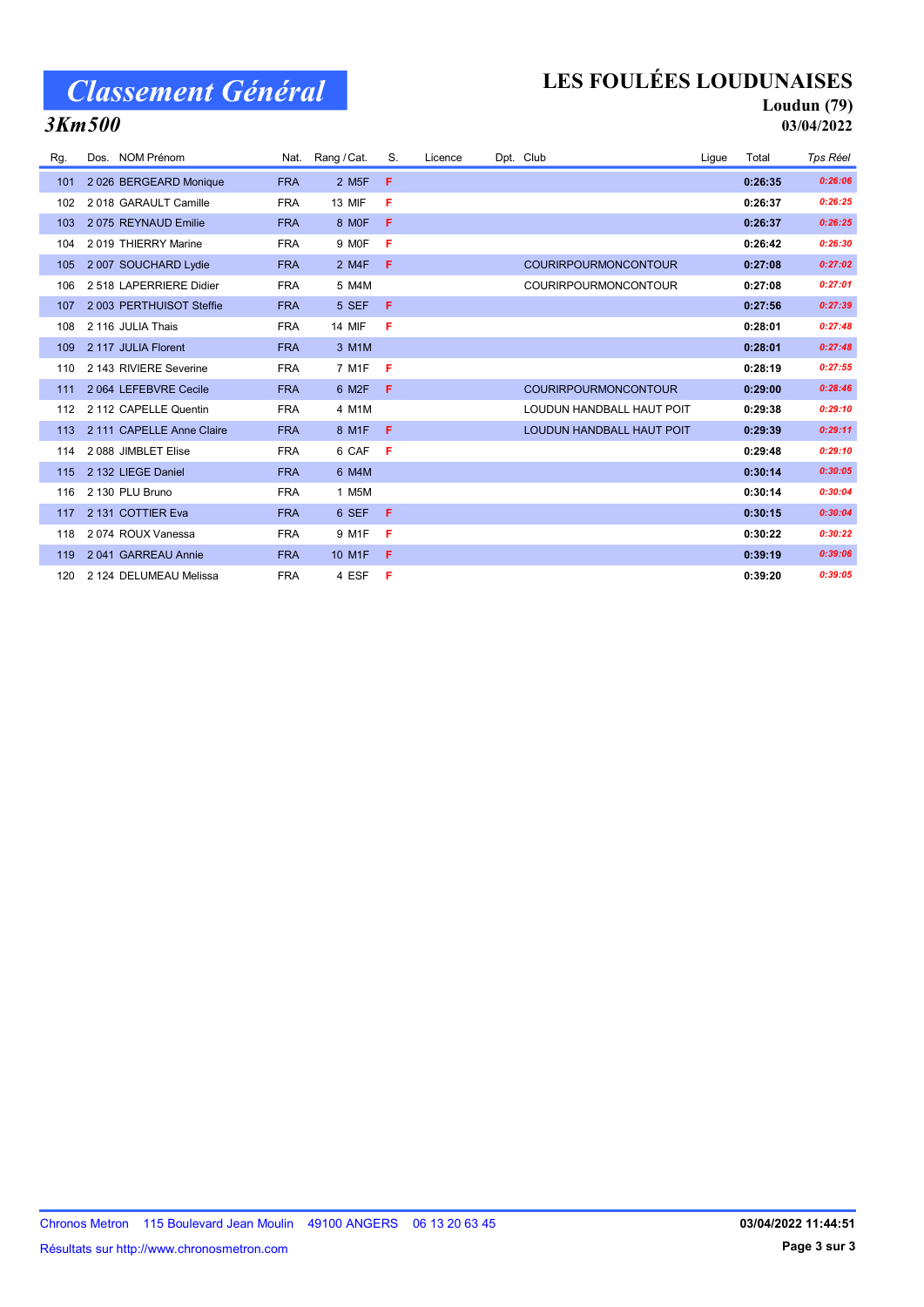# Classement Général

## 3Km500

**LES FOULÉES LOUDUNAISES**

**Loudun (79)**

**03/04/2022**

| Rg. | Dos. | NOM Prénom | Nat. | Rang / Cat. | S. | Licence | Dpt. | Club | Ligue | Total | Tps Réel |
|---|---|---|---|---|---|---|---|---|---|---|---|
| 101 | 2 026 | BERGEARD Monique | FRA | 2 M5F | F | | | | | 0:26:35 | 0:26:06 |
| 102 | 2 018 | GARAULT Camille | FRA | 13 MIF | F | | | | | 0:26:37 | 0:26:25 |
| 103 | 2 075 | REYNAUD Emilie | FRA | 8 M0F | F | | | | | 0:26:37 | 0:26:25 |
| 104 | 2 019 | THIERRY Marine | FRA | 9 M0F | F | | | | | 0:26:42 | 0:26:30 |
| 105 | 2 007 | SOUCHARD Lydie | FRA | 2 M4F | F | | | COURIRPOURMONCONTOUR | | 0:27:08 | 0:27:02 |
| 106 | 2 518 | LAPERRIERE Didier | FRA | 5 M4M | | | | COURIRPOURMONCONTOUR | | 0:27:08 | 0:27:01 |
| 107 | 2 003 | PERTHUISOT Steffie | FRA | 5 SEF | F | | | | | 0:27:56 | 0:27:39 |
| 108 | 2 116 | JULIA Thais | FRA | 14 MIF | F | | | | | 0:28:01 | 0:27:48 |
| 109 | 2 117 | JULIA Florent | FRA | 3 M1M | | | | | | 0:28:01 | 0:27:48 |
| 110 | 2 143 | RIVIERE Severine | FRA | 7 M1F | F | | | | | 0:28:19 | 0:27:55 |
| 111 | 2 064 | LEFEBVRE Cecile | FRA | 6 M2F | F | | | COURIRPOURMONCONTOUR | | 0:29:00 | 0:28:46 |
| 112 | 2 112 | CAPELLE Quentin | FRA | 4 M1M | | | | LOUDUN HANDBALL HAUT POIT | | 0:29:38 | 0:29:10 |
| 113 | 2 111 | CAPELLE Anne Claire | FRA | 8 M1F | F | | | LOUDUN HANDBALL HAUT POIT | | 0:29:39 | 0:29:11 |
| 114 | 2 088 | JIMBLET Elise | FRA | 6 CAF | F | | | | | 0:29:48 | 0:29:10 |
| 115 | 2 132 | LIEGE Daniel | FRA | 6 M4M | | | | | | 0:30:14 | 0:30:05 |
| 116 | 2 130 | PLU Bruno | FRA | 1 M5M | | | | | | 0:30:14 | 0:30:04 |
| 117 | 2 131 | COTTIER Eva | FRA | 6 SEF | F | | | | | 0:30:15 | 0:30:04 |
| 118 | 2 074 | ROUX Vanessa | FRA | 9 M1F | F | | | | | 0:30:22 | 0:30:22 |
| 119 | 2 041 | GARREAU Annie | FRA | 10 M1F | F | | | | | 0:39:19 | 0:39:06 |
| 120 | 2 124 | DELUMEAU Melissa | FRA | 4 ESF | F | | | | | 0:39:20 | 0:39:05 |

Chronos Metron 115 Boulevard Jean Moulin 49100 ANGERS 06 13 20 63 45

Résultats sur http://www.chronosmetron.com

03/04/2022 11:44:51